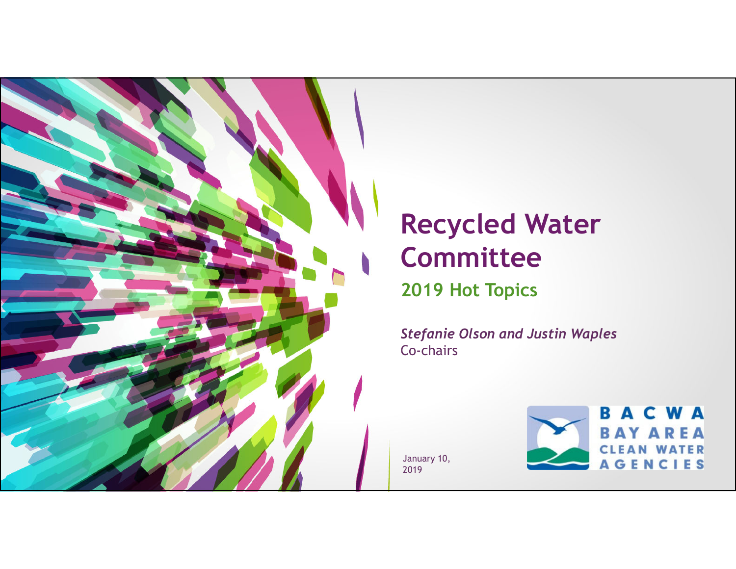# Recycled Water Committee

## 2019 Hot Topics

***Stefanie Olson and Justin Waples***
Co-chairs

January 10, 2019

BACWA
BAY AREA CLEAN WATER AGENCIES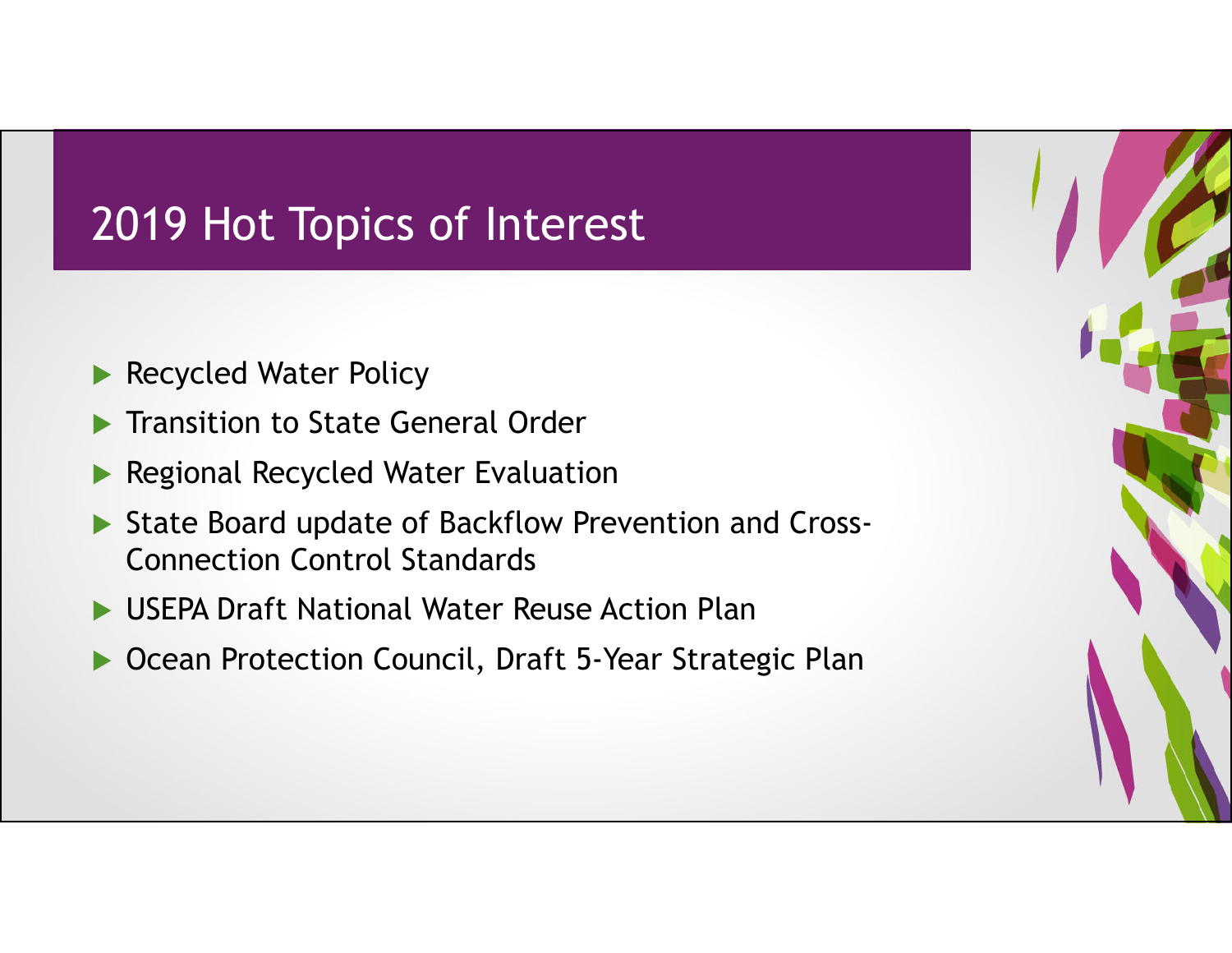# 2019 Hot Topics of Interest

- Recycled Water Policy
- Transition to State General Order
- Regional Recycled Water Evaluation
- State Board update of Backflow Prevention and Cross-Connection Control Standards
- USEPA Draft National Water Reuse Action Plan
- Ocean Protection Council, Draft 5-Year Strategic Plan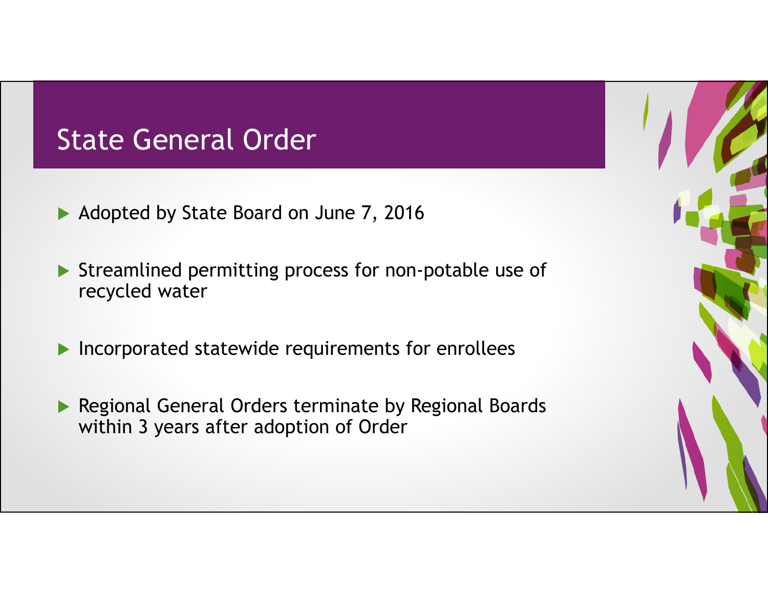# State General Order

- Adopted by State Board on June 7, 2016
- Streamlined permitting process for non-potable use of recycled water
- Incorporated statewide requirements for enrollees
- Regional General Orders terminate by Regional Boards within 3 years after adoption of Order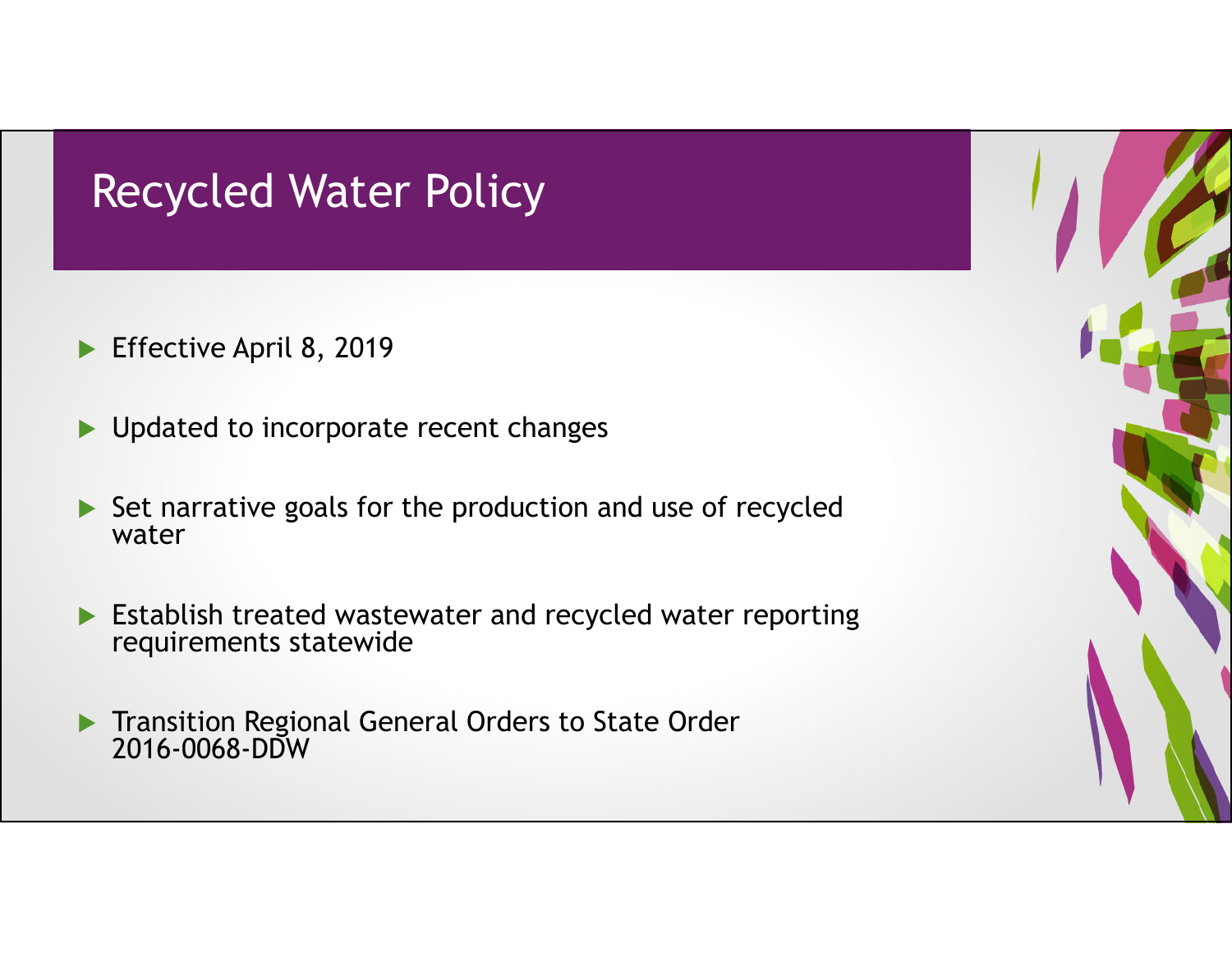# Recycled Water Policy

- Effective April 8, 2019
- Updated to incorporate recent changes
- Set narrative goals for the production and use of recycled water
- Establish treated wastewater and recycled water reporting requirements statewide
- Transition Regional General Orders to State Order 2016-0068-DDW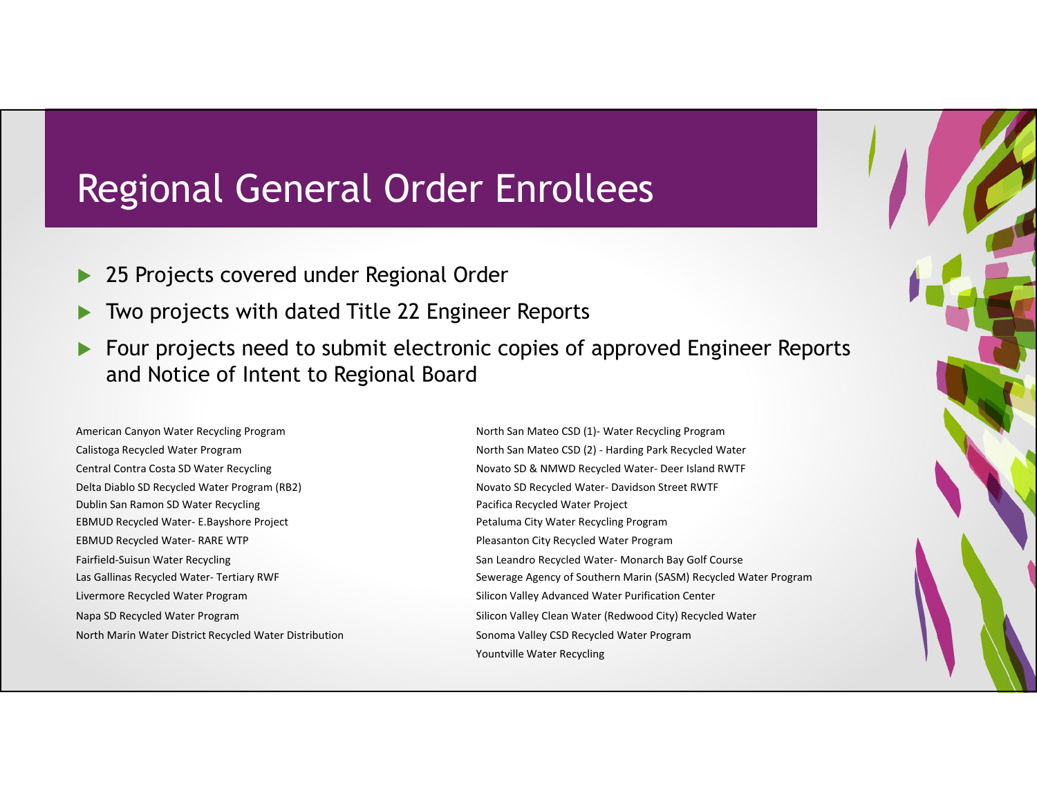# Regional General Order Enrollees

- 25 Projects covered under Regional Order
- Two projects with dated Title 22 Engineer Reports
- Four projects need to submit electronic copies of approved Engineer Reports and Notice of Intent to Regional Board

American Canyon Water Recycling Program
Calistoga Recycled Water Program
Central Contra Costa SD Water Recycling
Delta Diablo SD Recycled Water Program (RB2)
Dublin San Ramon SD Water Recycling
EBMUD Recycled Water- E.Bayshore Project
EBMUD Recycled Water- RARE WTP
Fairfield-Suisun Water Recycling
Las Gallinas Recycled Water- Tertiary RWF
Livermore Recycled Water Program
Napa SD Recycled Water Program
North Marin Water District Recycled Water Distribution
North San Mateo CSD (1)- Water Recycling Program
North San Mateo CSD (2) - Harding Park Recycled Water
Novato SD & NMWD Recycled Water- Deer Island RWTF
Novato SD Recycled Water- Davidson Street RWTF
Pacifica Recycled Water Project
Petaluma City Water Recycling Program
Pleasanton City Recycled Water Program
San Leandro Recycled Water- Monarch Bay Golf Course
Sewerage Agency of Southern Marin (SASM) Recycled Water Program
Silicon Valley Advanced Water Purification Center
Silicon Valley Clean Water (Redwood City) Recycled Water
Sonoma Valley CSD Recycled Water Program
Yountville Water Recycling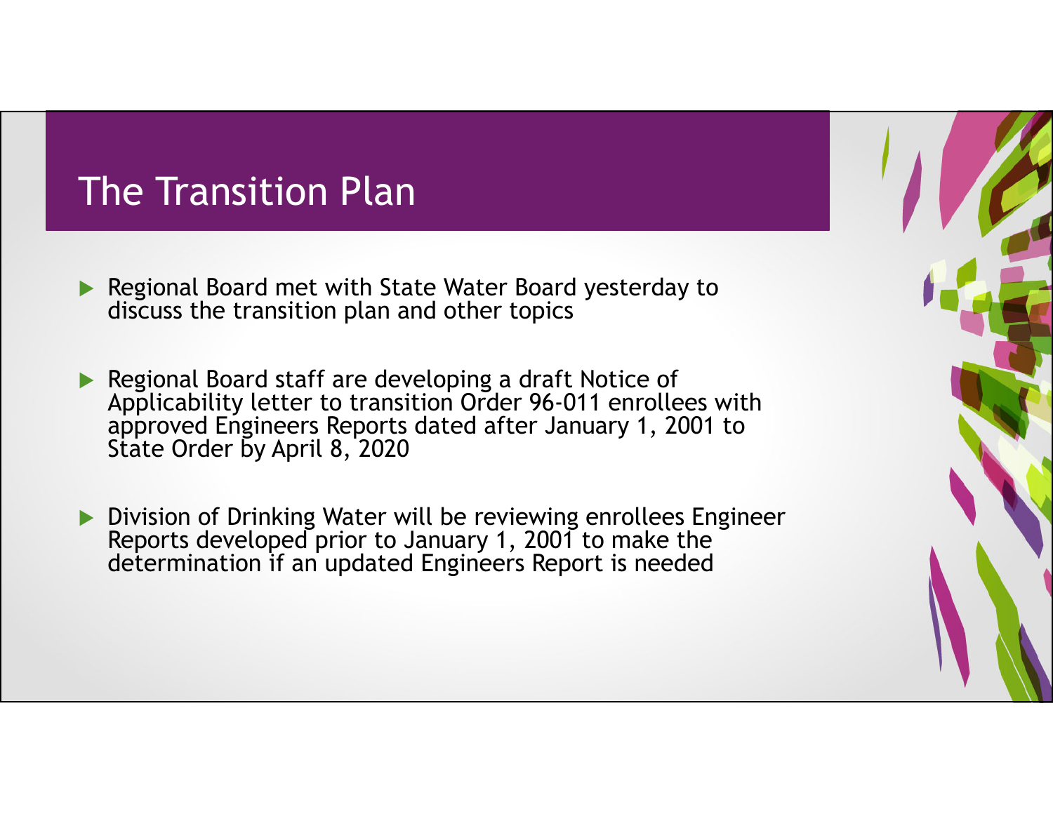# The Transition Plan

- Regional Board met with State Water Board yesterday to discuss the transition plan and other topics
- Regional Board staff are developing a draft Notice of Applicability letter to transition Order 96-011 enrollees with approved Engineers Reports dated after January 1, 2001 to State Order by April 8, 2020
- Division of Drinking Water will be reviewing enrollees Engineer Reports developed prior to January 1, 2001 to make the determination if an updated Engineers Report is needed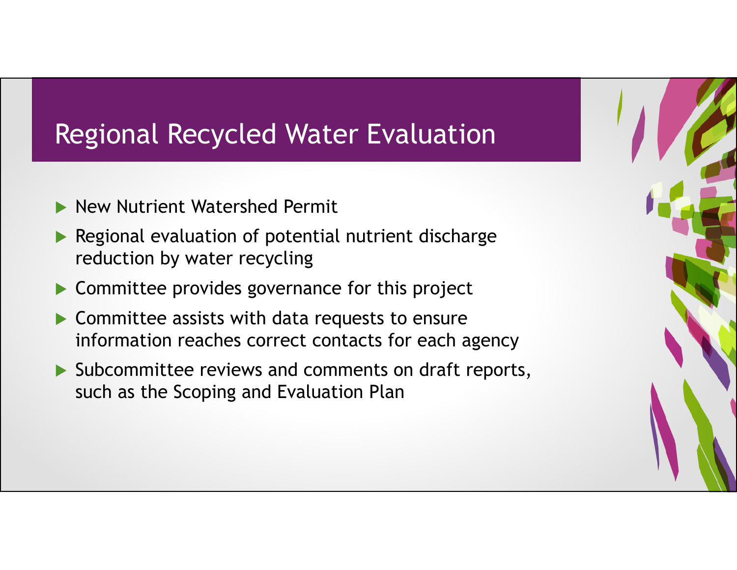# Regional Recycled Water Evaluation

- New Nutrient Watershed Permit
- Regional evaluation of potential nutrient discharge reduction by water recycling
- Committee provides governance for this project
- Committee assists with data requests to ensure information reaches correct contacts for each agency
- Subcommittee reviews and comments on draft reports, such as the Scoping and Evaluation Plan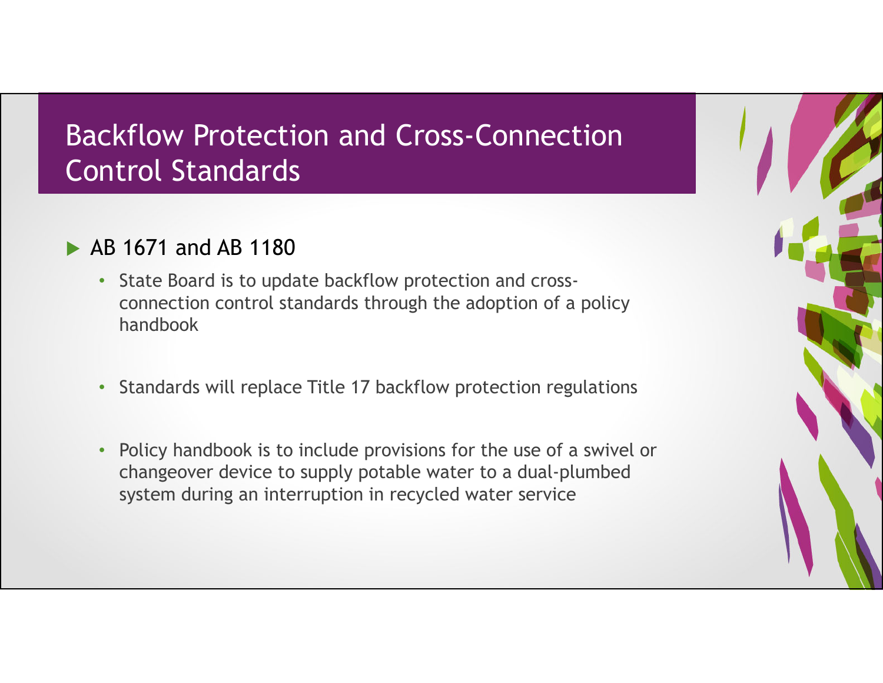# Backflow Protection and Cross-Connection Control Standards

- AB 1671 and AB 1180
  - State Board is to update backflow protection and cross-connection control standards through the adoption of a policy handbook
  - Standards will replace Title 17 backflow protection regulations
  - Policy handbook is to include provisions for the use of a swivel or changeover device to supply potable water to a dual-plumbed system during an interruption in recycled water service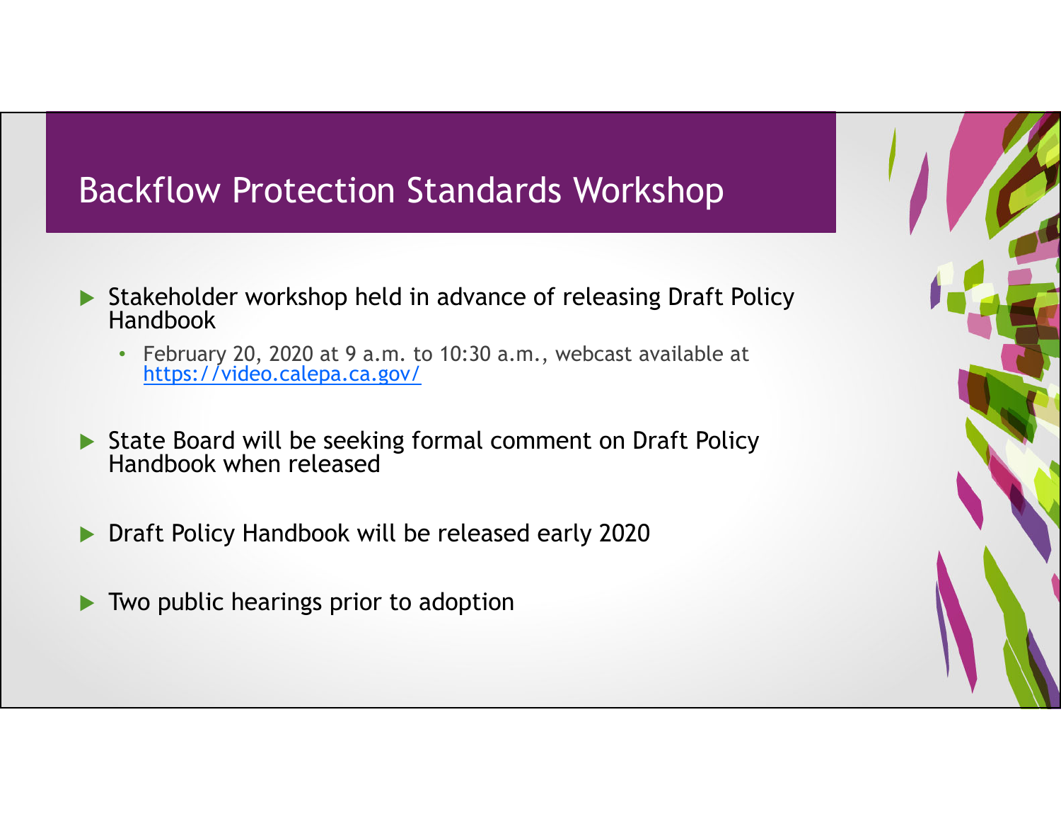# Backflow Protection Standards Workshop

- Stakeholder workshop held in advance of releasing Draft Policy Handbook
  - February 20, 2020 at 9 a.m. to 10:30 a.m., webcast available at https://video.calepa.ca.gov/
- State Board will be seeking formal comment on Draft Policy Handbook when released
- Draft Policy Handbook will be released early 2020
- Two public hearings prior to adoption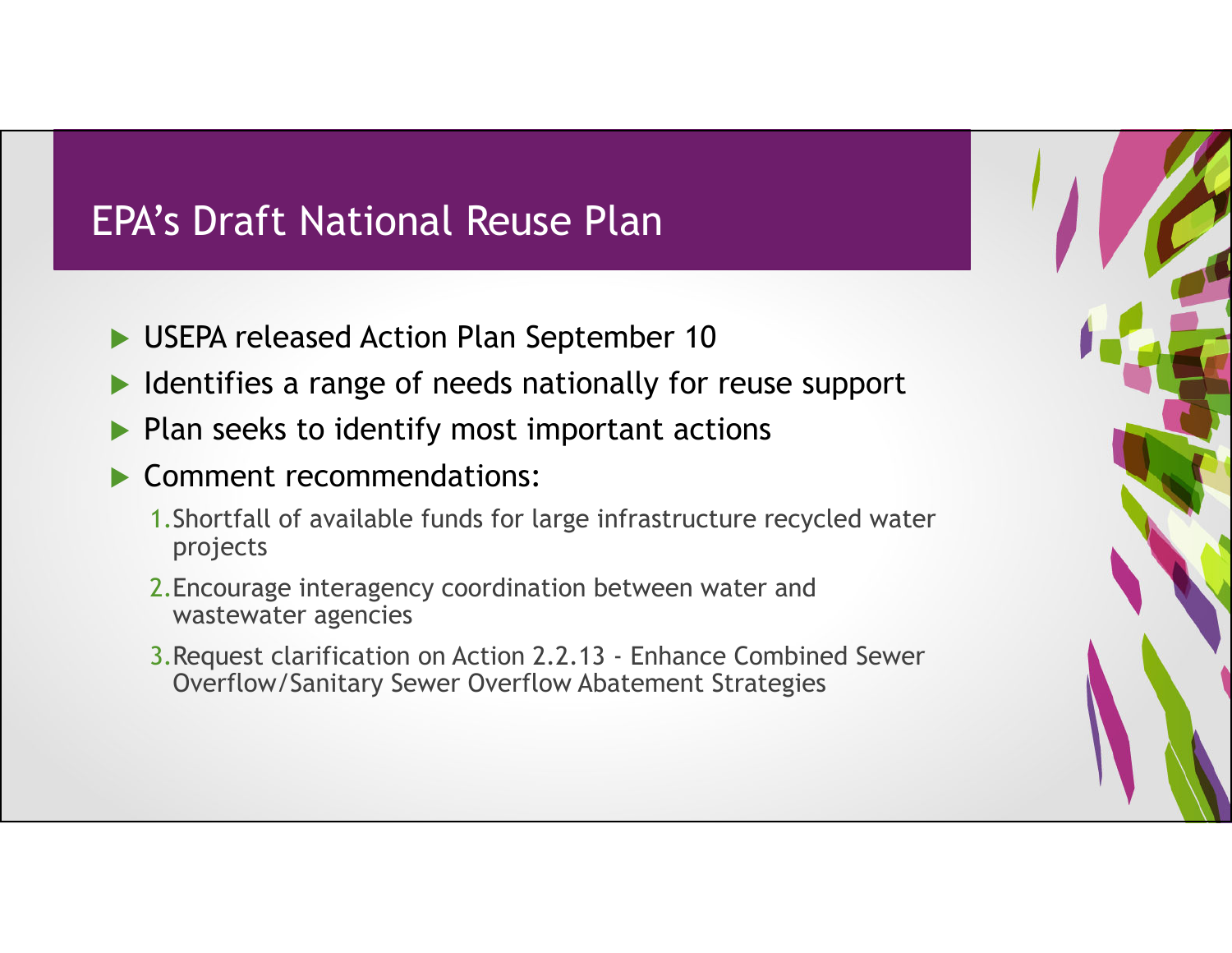# EPA's Draft National Reuse Plan

- USEPA released Action Plan September 10
- Identifies a range of needs nationally for reuse support
- Plan seeks to identify most important actions
- Comment recommendations:
  1. Shortfall of available funds for large infrastructure recycled water projects
  2. Encourage interagency coordination between water and wastewater agencies
  3. Request clarification on Action 2.2.13 - Enhance Combined Sewer Overflow/Sanitary Sewer Overflow Abatement Strategies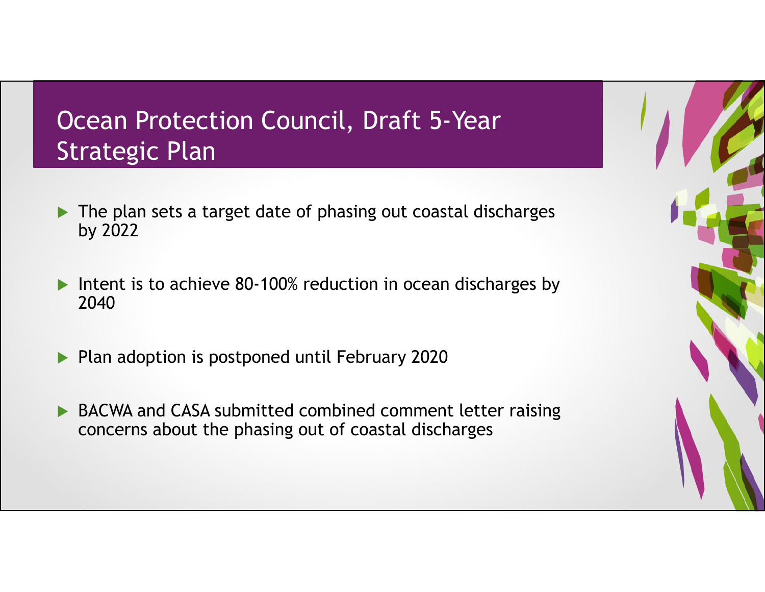# Ocean Protection Council, Draft 5-Year Strategic Plan

- The plan sets a target date of phasing out coastal discharges by 2022
- Intent is to achieve 80-100% reduction in ocean discharges by 2040
- Plan adoption is postponed until February 2020
- BACWA and CASA submitted combined comment letter raising concerns about the phasing out of coastal discharges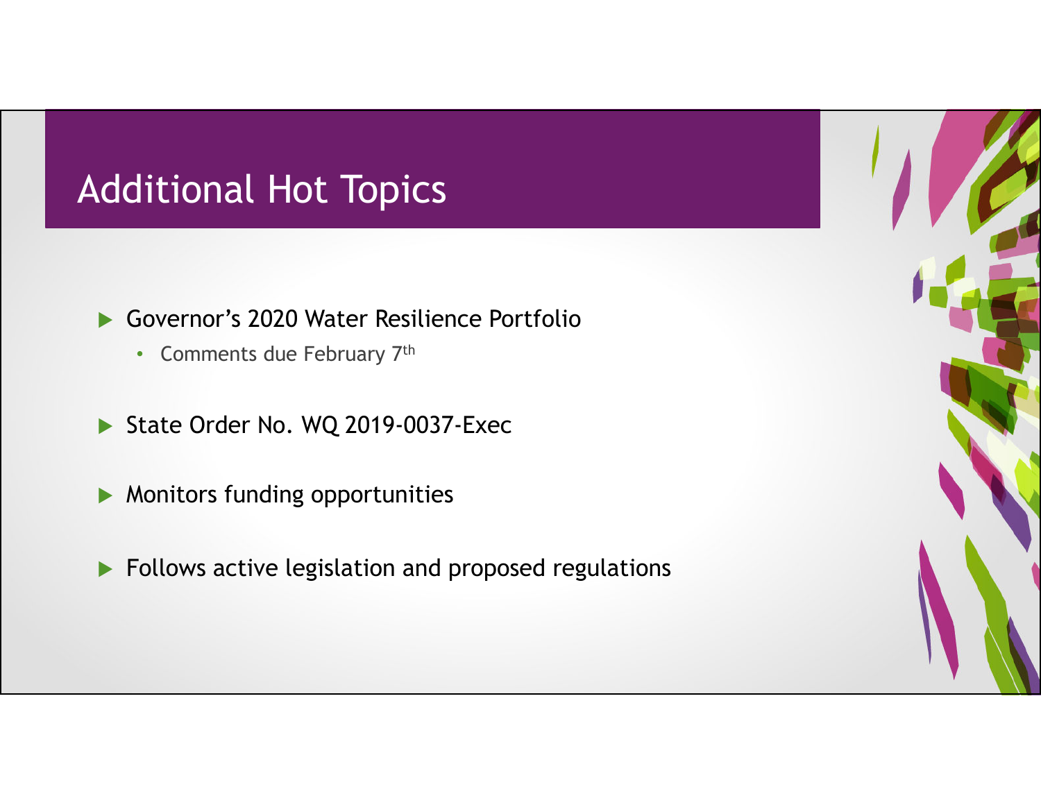# Additional Hot Topics

- Governor's 2020 Water Resilience Portfolio
  - Comments due February 7th
- State Order No. WQ 2019-0037-Exec
- Monitors funding opportunities
- Follows active legislation and proposed regulations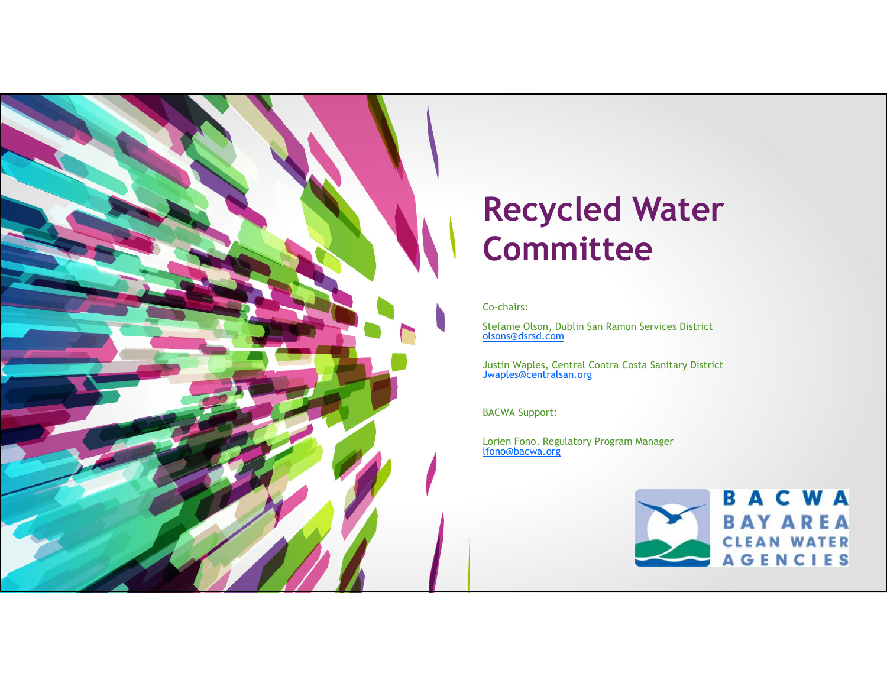# Recycled Water Committee

Co-chairs:

Stefanie Olson, Dublin San Ramon Services District
olsons@dsrsd.com

Justin Waples, Central Contra Costa Sanitary District
Jwaples@centralsan.org

BACWA Support:

Lorien Fono, Regulatory Program Manager
lfono@bacwa.org

BACWA
BAY AREA
CLEAN WATER
AGENCIES